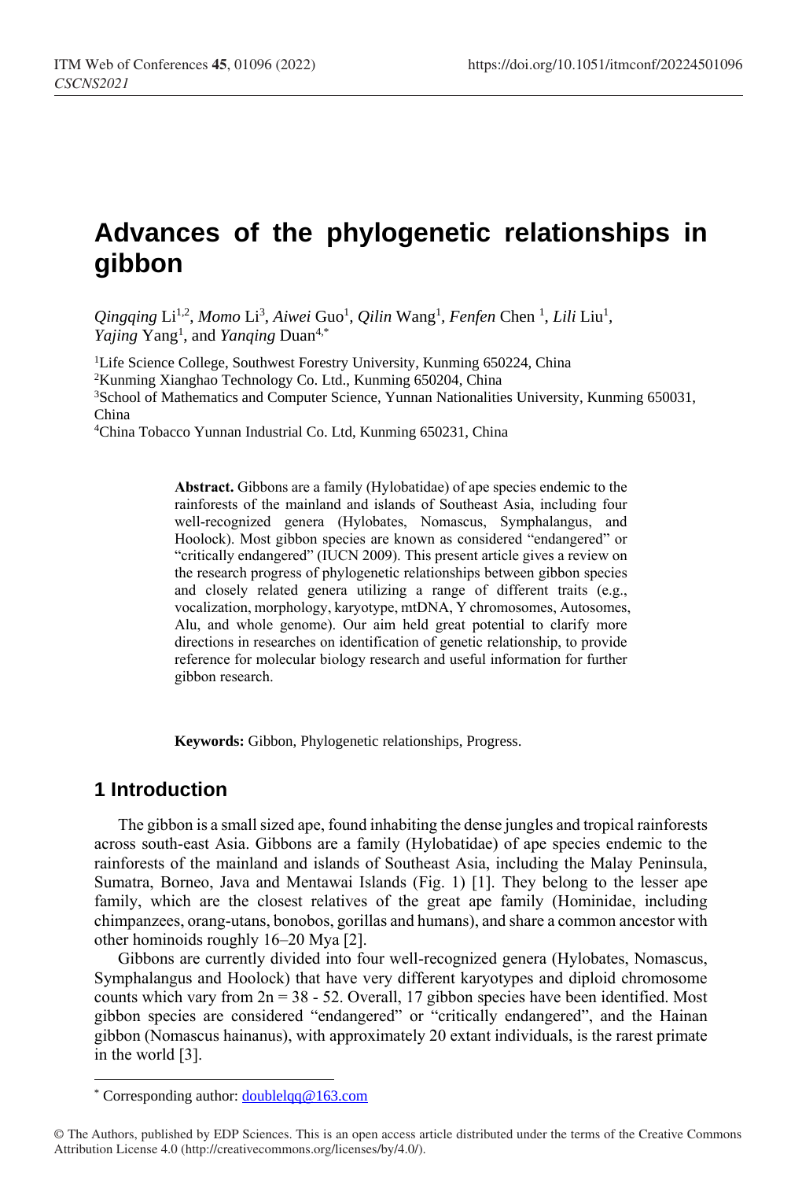# Advances of the phylogenetic relationships in gibbon

*Qingqing* Li[1,2], *Momo* Li[3], *Aiwei* Guo[1], *Qilin* Wang[1], *Fenfen* Chen [1], *Lili* Liu[1], *Yajing* Yang[1], and *Yanqing* Duan[4,*]

[1]Life Science College, Southwest Forestry University, Kunming 650224, China
[2]Kunming Xianghao Technology Co. Ltd., Kunming 650204, China
[3]School of Mathematics and Computer Science, Yunnan Nationalities University, Kunming 650031, China
[4]China Tobacco Yunnan Industrial Co. Ltd, Kunming 650231, China

**Abstract.** Gibbons are a family (Hylobatidae) of ape species endemic to the rainforests of the mainland and islands of Southeast Asia, including four well-recognized genera (Hylobates, Nomascus, Symphalangus, and Hoolock). Most gibbon species are known as considered "endangered" or "critically endangered" (IUCN 2009). This present article gives a review on the research progress of phylogenetic relationships between gibbon species and closely related genera utilizing a range of different traits (e.g., vocalization, morphology, karyotype, mtDNA, Y chromosomes, Autosomes, Alu, and whole genome). Our aim held great potential to clarify more directions in researches on identification of genetic relationship, to provide reference for molecular biology research and useful information for further gibbon research.

**Keywords:** Gibbon, Phylogenetic relationships, Progress.

## 1 Introduction

The gibbon is a small sized ape, found inhabiting the dense jungles and tropical rainforests across south-east Asia. Gibbons are a family (Hylobatidae) of ape species endemic to the rainforests of the mainland and islands of Southeast Asia, including the Malay Peninsula, Sumatra, Borneo, Java and Mentawai Islands (Fig. 1) [1]. They belong to the lesser ape family, which are the closest relatives of the great ape family (Hominidae, including chimpanzees, orang-utans, bonobos, gorillas and humans), and share a common ancestor with other hominoids roughly 16–20 Mya [2].

Gibbons are currently divided into four well-recognized genera (Hylobates, Nomascus, Symphalangus and Hoolock) that have very different karyotypes and diploid chromosome counts which vary from 2n = 38 - 52. Overall, 17 gibbon species have been identified. Most gibbon species are considered "endangered" or "critically endangered", and the Hainan gibbon (Nomascus hainanus), with approximately 20 extant individuals, is the rarest primate in the world [3].

* Corresponding author: doublelqq@163.com

© The Authors, published by EDP Sciences. This is an open access article distributed under the terms of the Creative Commons Attribution License 4.0 (http://creativecommons.org/licenses/by/4.0/).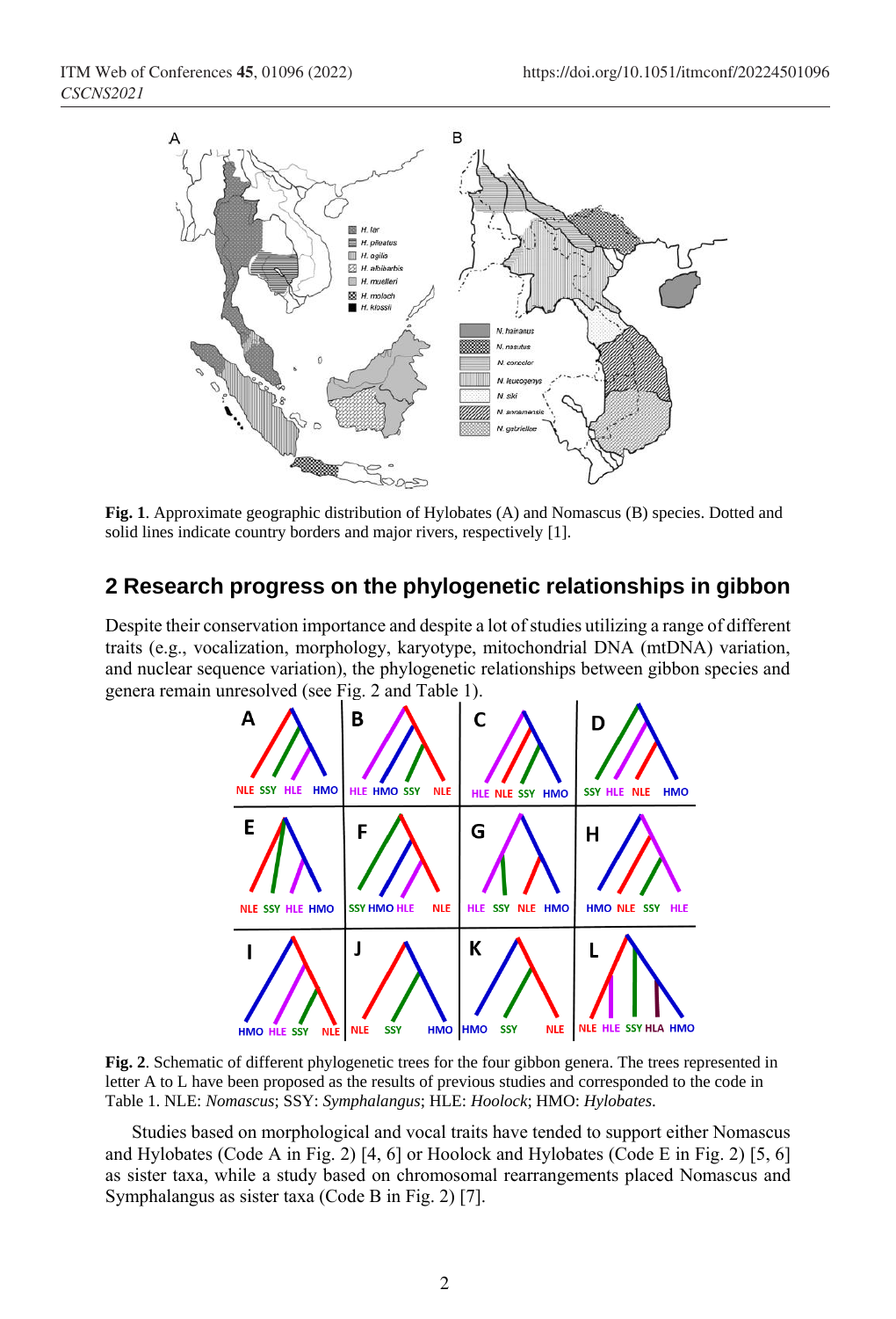**Fig. 1**. Approximate geographic distribution of Hylobates (A) and Nomascus (B) species. Dotted and solid lines indicate country borders and major rivers, respectively [1].

## 2 Research progress on the phylogenetic relationships in gibbon

Despite their conservation importance and despite a lot of studies utilizing a range of different traits (e.g., vocalization, morphology, karyotype, mitochondrial DNA (mtDNA) variation, and nuclear sequence variation), the phylogenetic relationships between gibbon species and genera remain unresolved (see Fig. 2 and Table 1).

**Fig. 2**. Schematic of different phylogenetic trees for the four gibbon genera. The trees represented in letter A to L have been proposed as the results of previous studies and corresponded to the code in Table 1. NLE: *Nomascus*; SSY: *Symphalangus*; HLE: *Hoolock*; HMO: *Hylobates*.

Studies based on morphological and vocal traits have tended to support either Nomascus and Hylobates (Code A in Fig. 2) [4, 6] or Hoolock and Hylobates (Code E in Fig. 2) [5, 6] as sister taxa, while a study based on chromosomal rearrangements placed Nomascus and Symphalangus as sister taxa (Code B in Fig. 2) [7].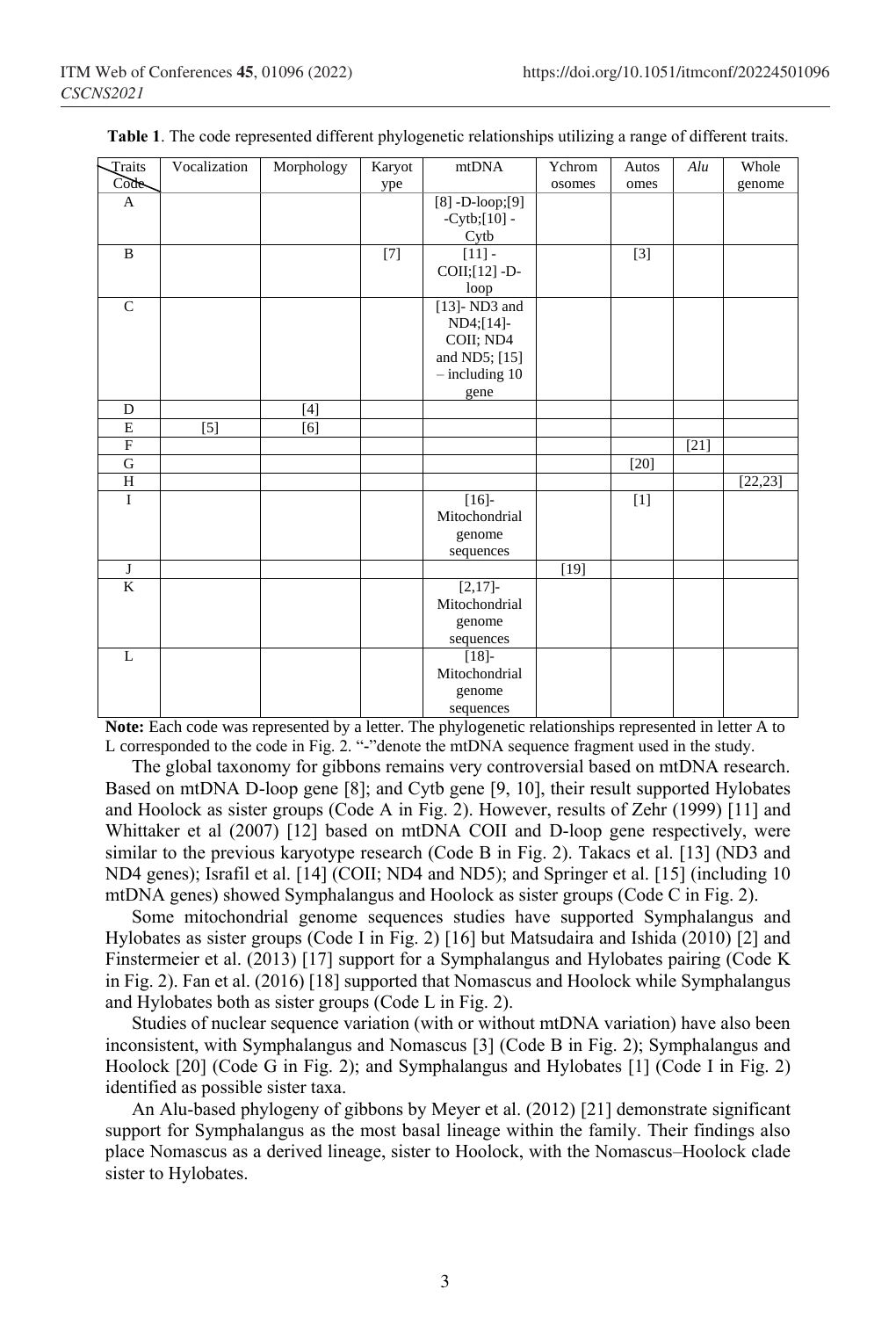**Table 1**. The code represented different phylogenetic relationships utilizing a range of different traits.

| Traits / Code | Vocalization | Morphology | Karyotype | mtDNA | Ychromosomes | Autosomes | *Alu* | Whole genome |
|---|---|---|---|---|---|---|---|---|
| A | | | | [8] -D-loop;[9] -Cytb;[10] -Cytb | | | | |
| B | | | [7] | [11] -COII;[12] -D-loop | | [3] | | |
| C | | | | [13]- ND3 and ND4;[14]-COII; ND4 and ND5; [15] – including 10 gene | | | | |
| D | | [4] | | | | | | |
| E | [5] | [6] | | | | | | |
| F | | | | | | | [21] | |
| G | | | | | | [20] | | |
| H | | | | | | | | [22,23] |
| I | | | | [16]-Mitochondrial genome sequences | | [1] | | |
| J | | | | | [19] | | | |
| K | | | | [2,17]-Mitochondrial genome sequences | | | | |
| L | | | | [18]-Mitochondrial genome sequences | | | | |

**Note:** Each code was represented by a letter. The phylogenetic relationships represented in letter A to L corresponded to the code in Fig. 2. "-"denote the mtDNA sequence fragment used in the study.

The global taxonomy for gibbons remains very controversial based on mtDNA research. Based on mtDNA D-loop gene [8]; and Cytb gene [9, 10], their result supported Hylobates and Hoolock as sister groups (Code A in Fig. 2). However, results of Zehr (1999) [11] and Whittaker et al (2007) [12] based on mtDNA COII and D-loop gene respectively, were similar to the previous karyotype research (Code B in Fig. 2). Takacs et al. [13] (ND3 and ND4 genes); Israfil et al. [14] (COII; ND4 and ND5); and Springer et al. [15] (including 10 mtDNA genes) showed Symphalangus and Hoolock as sister groups (Code C in Fig. 2).

Some mitochondrial genome sequences studies have supported Symphalangus and Hylobates as sister groups (Code I in Fig. 2) [16] but Matsudaira and Ishida (2010) [2] and Finstermeier et al. (2013) [17] support for a Symphalangus and Hylobates pairing (Code K in Fig. 2). Fan et al. (2016) [18] supported that Nomascus and Hoolock while Symphalangus and Hylobates both as sister groups (Code L in Fig. 2).

Studies of nuclear sequence variation (with or without mtDNA variation) have also been inconsistent, with Symphalangus and Nomascus [3] (Code B in Fig. 2); Symphalangus and Hoolock [20] (Code G in Fig. 2); and Symphalangus and Hylobates [1] (Code I in Fig. 2) identified as possible sister taxa.

An Alu-based phylogeny of gibbons by Meyer et al. (2012) [21] demonstrate significant support for Symphalangus as the most basal lineage within the family. Their findings also place Nomascus as a derived lineage, sister to Hoolock, with the Nomascus–Hoolock clade sister to Hylobates.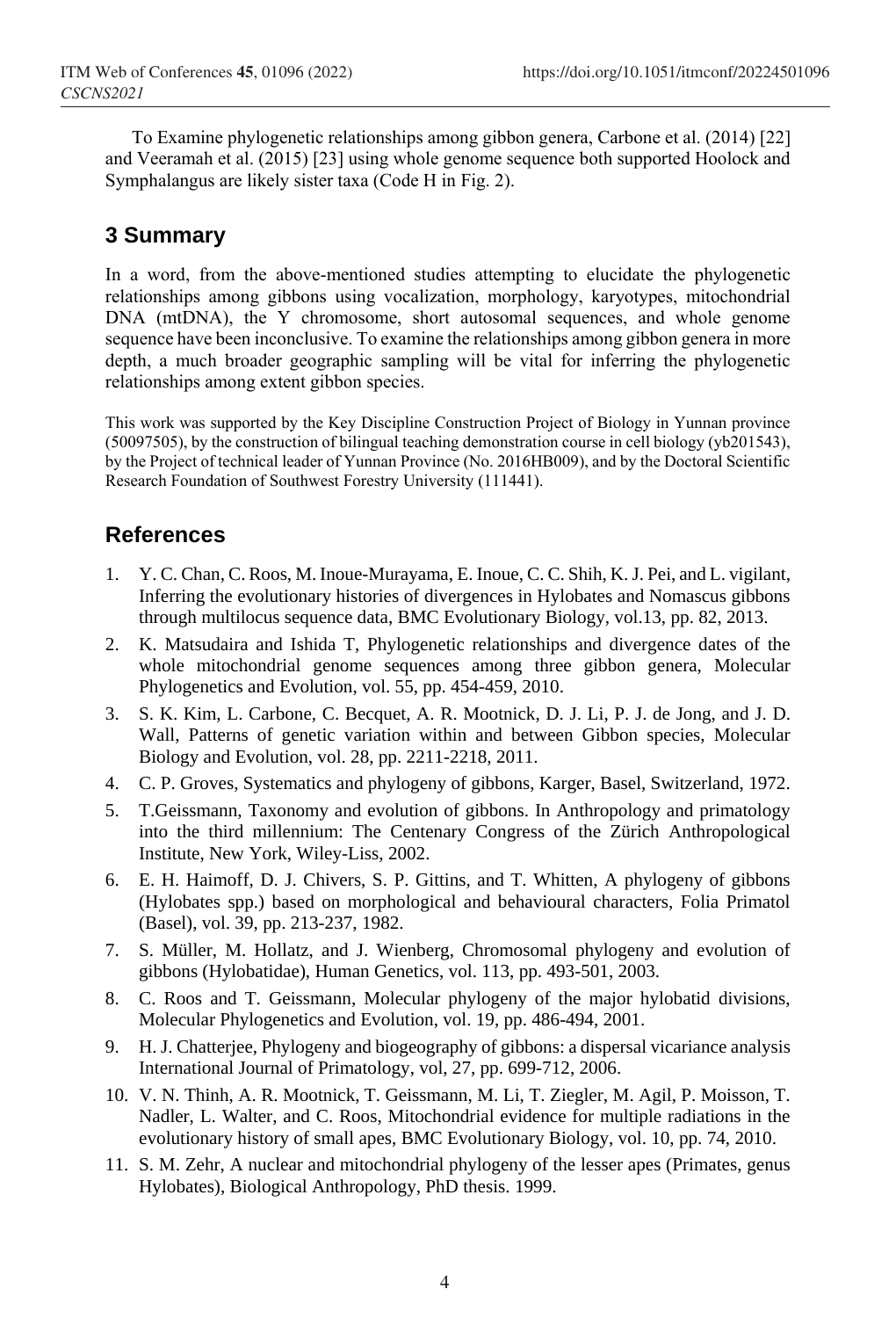To Examine phylogenetic relationships among gibbon genera, Carbone et al. (2014) [22] and Veeramah et al. (2015) [23] using whole genome sequence both supported Hoolock and Symphalangus are likely sister taxa (Code H in Fig. 2).

## 3 Summary

In a word, from the above-mentioned studies attempting to elucidate the phylogenetic relationships among gibbons using vocalization, morphology, karyotypes, mitochondrial DNA (mtDNA), the Y chromosome, short autosomal sequences, and whole genome sequence have been inconclusive. To examine the relationships among gibbon genera in more depth, a much broader geographic sampling will be vital for inferring the phylogenetic relationships among extent gibbon species.

This work was supported by the Key Discipline Construction Project of Biology in Yunnan province (50097505), by the construction of bilingual teaching demonstration course in cell biology (yb201543), by the Project of technical leader of Yunnan Province (No. 2016HB009), and by the Doctoral Scientific Research Foundation of Southwest Forestry University (111441).

## References

1. Y. C. Chan, C. Roos, M. Inoue-Murayama, E. Inoue, C. C. Shih, K. J. Pei, and L. vigilant, Inferring the evolutionary histories of divergences in Hylobates and Nomascus gibbons through multilocus sequence data, BMC Evolutionary Biology, vol.13, pp. 82, 2013.
2. K. Matsudaira and Ishida T, Phylogenetic relationships and divergence dates of the whole mitochondrial genome sequences among three gibbon genera, Molecular Phylogenetics and Evolution, vol. 55, pp. 454-459, 2010.
3. S. K. Kim, L. Carbone, C. Becquet, A. R. Mootnick, D. J. Li, P. J. de Jong, and J. D. Wall, Patterns of genetic variation within and between Gibbon species, Molecular Biology and Evolution, vol. 28, pp. 2211-2218, 2011.
4. C. P. Groves, Systematics and phylogeny of gibbons, Karger, Basel, Switzerland, 1972.
5. T.Geissmann, Taxonomy and evolution of gibbons. In Anthropology and primatology into the third millennium: The Centenary Congress of the Zürich Anthropological Institute, New York, Wiley-Liss, 2002.
6. E. H. Haimoff, D. J. Chivers, S. P. Gittins, and T. Whitten, A phylogeny of gibbons (Hylobates spp.) based on morphological and behavioural characters, Folia Primatol (Basel), vol. 39, pp. 213-237, 1982.
7. S. Müller, M. Hollatz, and J. Wienberg, Chromosomal phylogeny and evolution of gibbons (Hylobatidae), Human Genetics, vol. 113, pp. 493-501, 2003.
8. C. Roos and T. Geissmann, Molecular phylogeny of the major hylobatid divisions, Molecular Phylogenetics and Evolution, vol. 19, pp. 486-494, 2001.
9. H. J. Chatterjee, Phylogeny and biogeography of gibbons: a dispersal vicariance analysis International Journal of Primatology, vol, 27, pp. 699-712, 2006.
10. V. N. Thinh, A. R. Mootnick, T. Geissmann, M. Li, T. Ziegler, M. Agil, P. Moisson, T. Nadler, L. Walter, and C. Roos, Mitochondrial evidence for multiple radiations in the evolutionary history of small apes, BMC Evolutionary Biology, vol. 10, pp. 74, 2010.
11. S. M. Zehr, A nuclear and mitochondrial phylogeny of the lesser apes (Primates, genus Hylobates), Biological Anthropology, PhD thesis. 1999.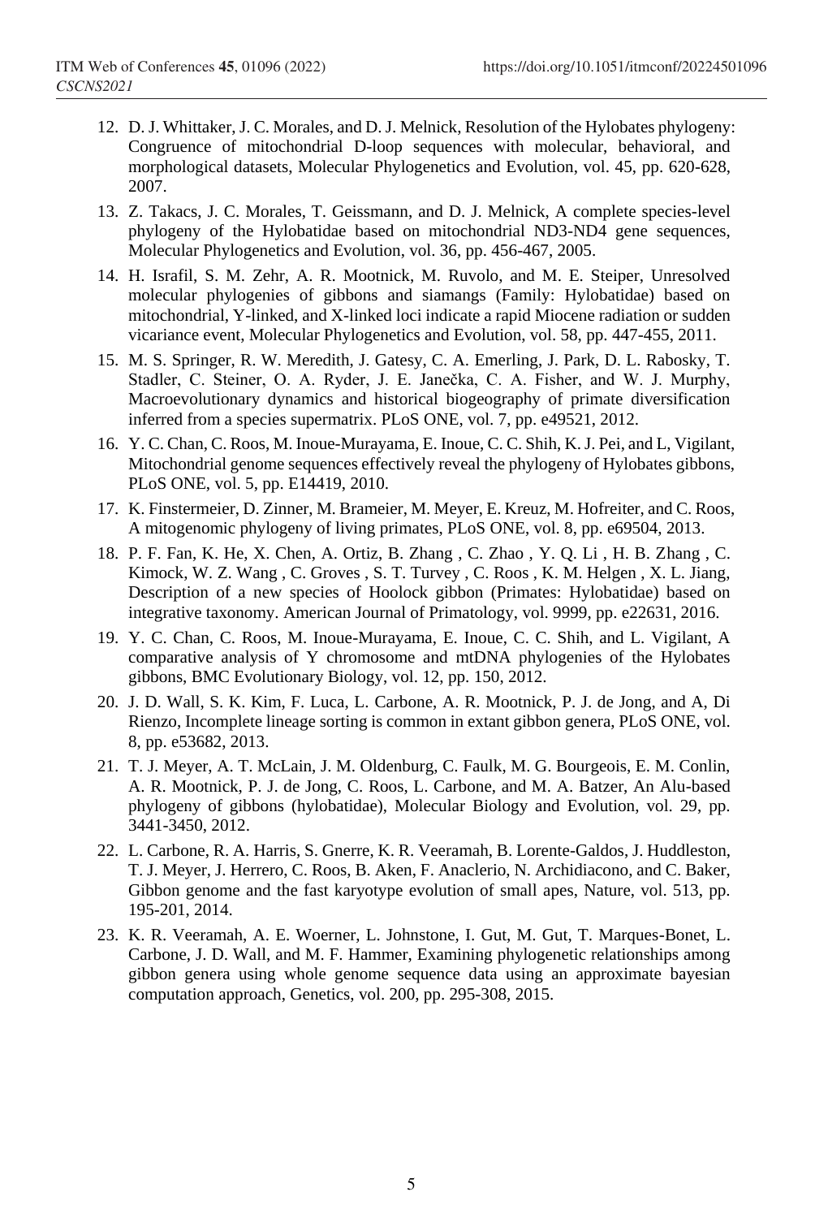12. D. J. Whittaker, J. C. Morales, and D. J. Melnick, Resolution of the Hylobates phylogeny: Congruence of mitochondrial D-loop sequences with molecular, behavioral, and morphological datasets, Molecular Phylogenetics and Evolution, vol. 45, pp. 620-628, 2007.
13. Z. Takacs, J. C. Morales, T. Geissmann, and D. J. Melnick, A complete species-level phylogeny of the Hylobatidae based on mitochondrial ND3-ND4 gene sequences, Molecular Phylogenetics and Evolution, vol. 36, pp. 456-467, 2005.
14. H. Israfil, S. M. Zehr, A. R. Mootnick, M. Ruvolo, and M. E. Steiper, Unresolved molecular phylogenies of gibbons and siamangs (Family: Hylobatidae) based on mitochondrial, Y-linked, and X-linked loci indicate a rapid Miocene radiation or sudden vicariance event, Molecular Phylogenetics and Evolution, vol. 58, pp. 447-455, 2011.
15. M. S. Springer, R. W. Meredith, J. Gatesy, C. A. Emerling, J. Park, D. L. Rabosky, T. Stadler, C. Steiner, O. A. Ryder, J. E. Janečka, C. A. Fisher, and W. J. Murphy, Macroevolutionary dynamics and historical biogeography of primate diversification inferred from a species supermatrix. PLoS ONE, vol. 7, pp. e49521, 2012.
16. Y. C. Chan, C. Roos, M. Inoue-Murayama, E. Inoue, C. C. Shih, K. J. Pei, and L, Vigilant, Mitochondrial genome sequences effectively reveal the phylogeny of Hylobates gibbons, PLoS ONE, vol. 5, pp. E14419, 2010.
17. K. Finstermeier, D. Zinner, M. Brameier, M. Meyer, E. Kreuz, M. Hofreiter, and C. Roos, A mitogenomic phylogeny of living primates, PLoS ONE, vol. 8, pp. e69504, 2013.
18. P. F. Fan, K. He, X. Chen, A. Ortiz, B. Zhang , C. Zhao , Y. Q. Li , H. B. Zhang , C. Kimock, W. Z. Wang , C. Groves , S. T. Turvey , C. Roos , K. M. Helgen , X. L. Jiang, Description of a new species of Hoolock gibbon (Primates: Hylobatidae) based on integrative taxonomy. American Journal of Primatology, vol. 9999, pp. e22631, 2016.
19. Y. C. Chan, C. Roos, M. Inoue-Murayama, E. Inoue, C. C. Shih, and L. Vigilant, A comparative analysis of Y chromosome and mtDNA phylogenies of the Hylobates gibbons, BMC Evolutionary Biology, vol. 12, pp. 150, 2012.
20. J. D. Wall, S. K. Kim, F. Luca, L. Carbone, A. R. Mootnick, P. J. de Jong, and A, Di Rienzo, Incomplete lineage sorting is common in extant gibbon genera, PLoS ONE, vol. 8, pp. e53682, 2013.
21. T. J. Meyer, A. T. McLain, J. M. Oldenburg, C. Faulk, M. G. Bourgeois, E. M. Conlin, A. R. Mootnick, P. J. de Jong, C. Roos, L. Carbone, and M. A. Batzer, An Alu-based phylogeny of gibbons (hylobatidae), Molecular Biology and Evolution, vol. 29, pp. 3441-3450, 2012.
22. L. Carbone, R. A. Harris, S. Gnerre, K. R. Veeramah, B. Lorente-Galdos, J. Huddleston, T. J. Meyer, J. Herrero, C. Roos, B. Aken, F. Anaclerio, N. Archidiacono, and C. Baker, Gibbon genome and the fast karyotype evolution of small apes, Nature, vol. 513, pp. 195-201, 2014.
23. K. R. Veeramah, A. E. Woerner, L. Johnstone, I. Gut, M. Gut, T. Marques-Bonet, L. Carbone, J. D. Wall, and M. F. Hammer, Examining phylogenetic relationships among gibbon genera using whole genome sequence data using an approximate bayesian computation approach, Genetics, vol. 200, pp. 295-308, 2015.